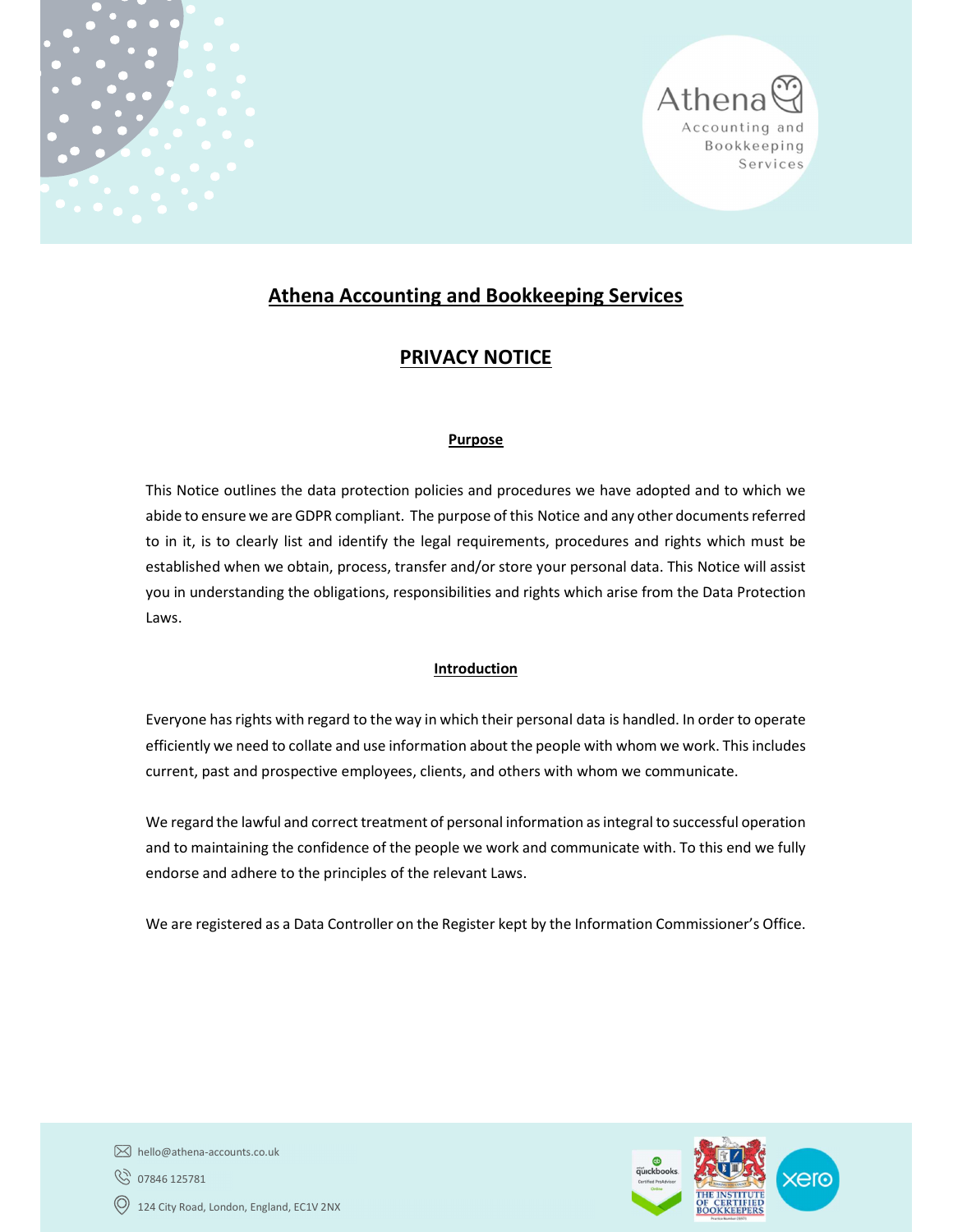# Athena Accounting and Bookkeeping Services

## PRIVACY NOTICE

### Purpose

This Notice outlines the data protection policies and procedures we have adopted and to which we abide to ensure we are GDPR compliant. The purpose of this Notice and any other documents referred to in it, is to clearly list and identify the legal requirements, procedures and rights which must be established when we obtain, process, transfer and/or store your personal data. This Notice will assist you in understanding the obligations, responsibilities and rights which arise from the Data Protection Laws.

### Introduction

Everyone has rights with regard to the way in which their personal data is handled. In order to operate efficiently we need to collate and use information about the people with whom we work. This includes current, past and prospective employees, clients, and others with whom we communicate.

We regard the lawful and correct treatment of personal information as integral to successful operation and to maintaining the confidence of the people we work and communicate with. To this end we fully endorse and adhere to the principles of the relevant Laws.

We are registered as a Data Controller on the Register kept by the Information Commissioner's Office.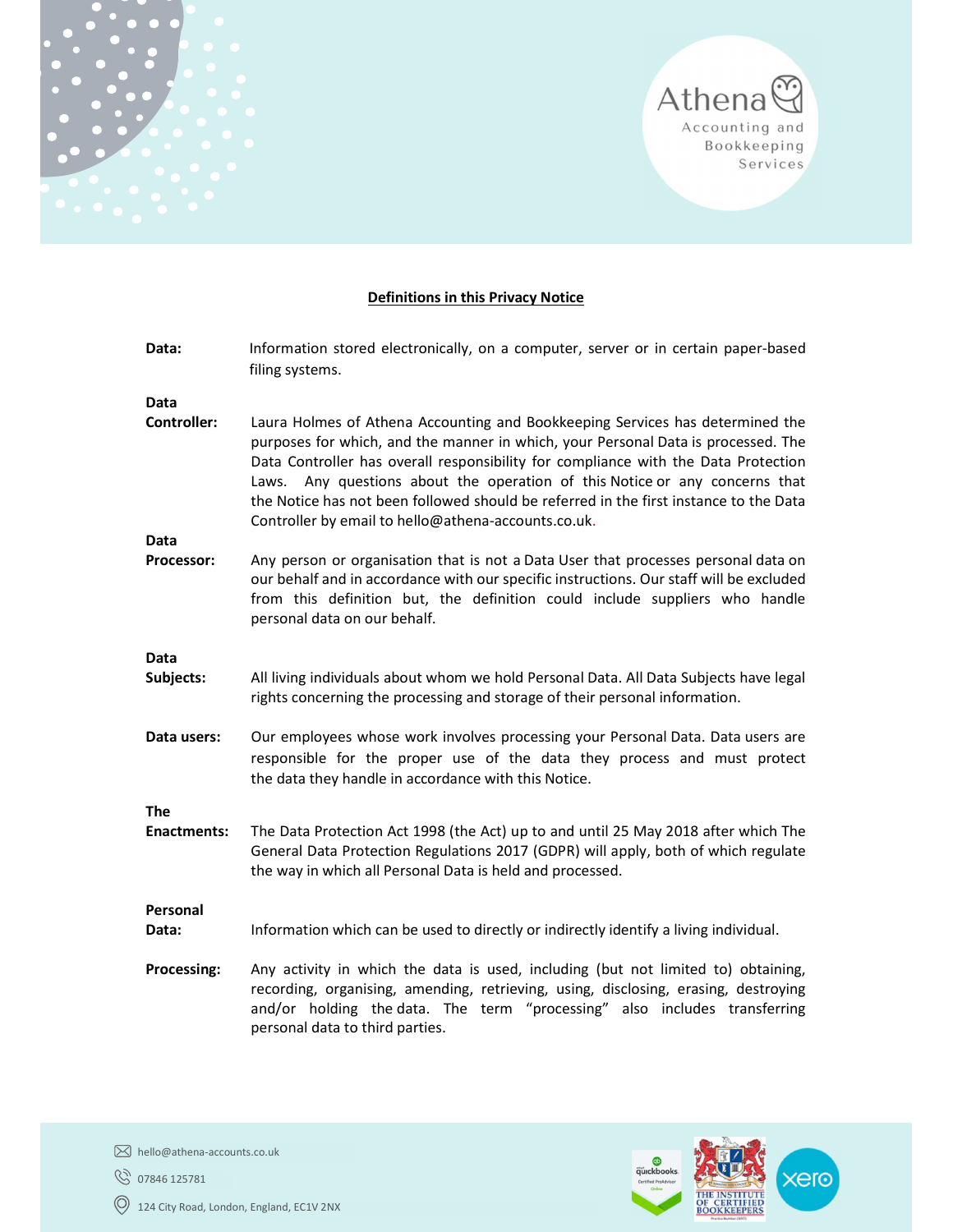## Definitions in this Privacy Notice

**Data:** Information stored electronically, on a computer, server or in certain paper-based filing systems.

**Data Controller:** Laura Holmes of Athena Accounting and Bookkeeping Services has determined the purposes for which, and the manner in which, your Personal Data is processed. The Data Controller has overall responsibility for compliance with the Data Protection Laws. Any questions about the operation of this Notice or any concerns that the Notice has not been followed should be referred in the first instance to the Data Controller by email to hello@athena-accounts.co.uk.

**Data Processor:** Any person or organisation that is not a Data User that processes personal data on our behalf and in accordance with our specific instructions. Our staff will be excluded from this definition but, the definition could include suppliers who handle personal data on our behalf.

**Data Subjects:** All living individuals about whom we hold Personal Data. All Data Subjects have legal rights concerning the processing and storage of their personal information.

**Data users:** Our employees whose work involves processing your Personal Data. Data users are responsible for the proper use of the data they process and must protect the data they handle in accordance with this Notice.

**The Enactments:** The Data Protection Act 1998 (the Act) up to and until 25 May 2018 after which The General Data Protection Regulations 2017 (GDPR) will apply, both of which regulate the way in which all Personal Data is held and processed.

**Personal Data:** Information which can be used to directly or indirectly identify a living individual.

**Processing:** Any activity in which the data is used, including (but not limited to) obtaining, recording, organising, amending, retrieving, using, disclosing, erasing, destroying and/or holding the data. The term "processing" also includes transferring personal data to third parties.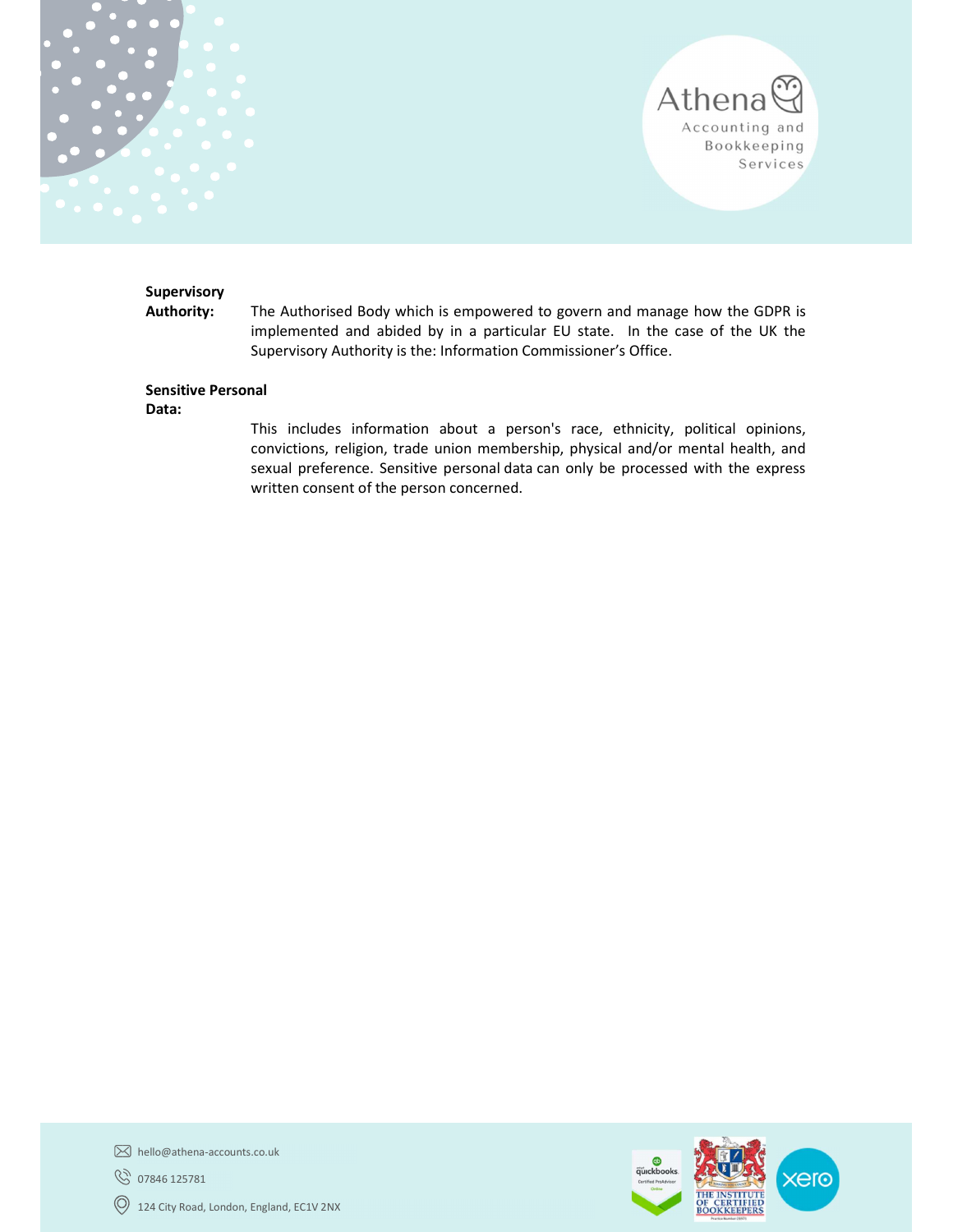**Supervisory Authority:**

The Authorised Body which is empowered to govern and manage how the GDPR is implemented and abided by in a particular EU state. In the case of the UK the Supervisory Authority is the: Information Commissioner's Office.

**Sensitive Personal Data:**

This includes information about a person's race, ethnicity, political opinions, convictions, religion, trade union membership, physical and/or mental health, and sexual preference. Sensitive personal data can only be processed with the express written consent of the person concerned.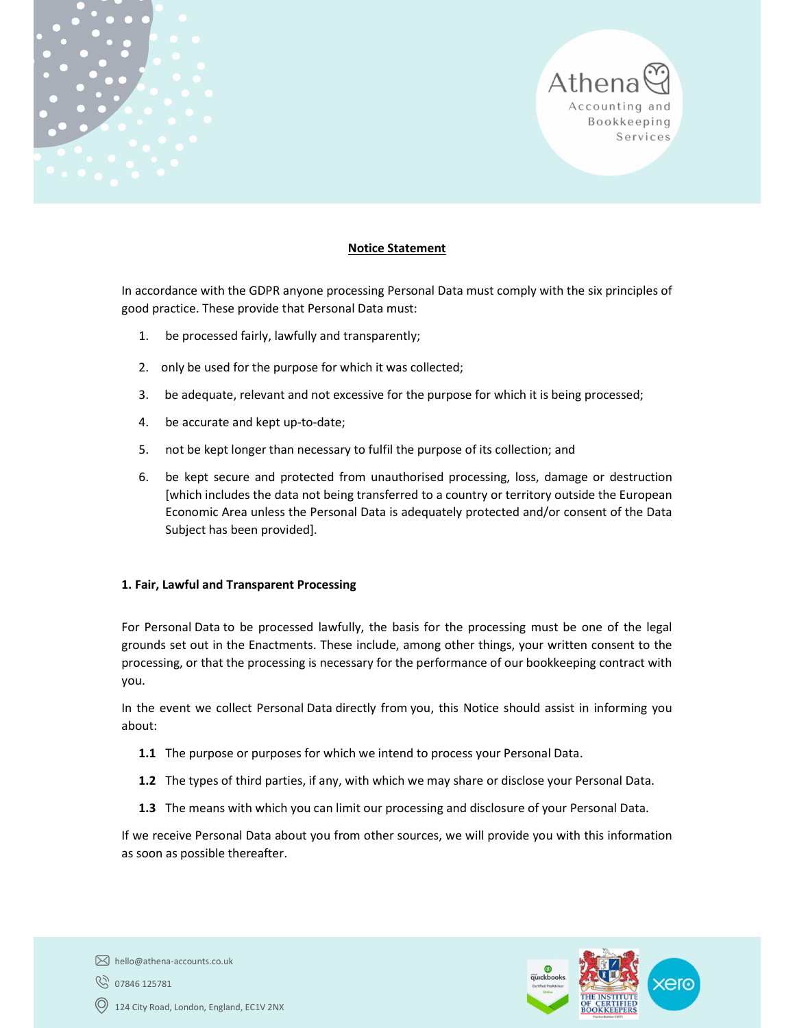## Notice Statement

In accordance with the GDPR anyone processing Personal Data must comply with the six principles of good practice. These provide that Personal Data must:

1. be processed fairly, lawfully and transparently;
2. only be used for the purpose for which it was collected;
3. be adequate, relevant and not excessive for the purpose for which it is being processed;
4. be accurate and kept up-to-date;
5. not be kept longer than necessary to fulfil the purpose of its collection; and
6. be kept secure and protected from unauthorised processing, loss, damage or destruction [which includes the data not being transferred to a country or territory outside the European Economic Area unless the Personal Data is adequately protected and/or consent of the Data Subject has been provided].

### 1. Fair, Lawful and Transparent Processing

For Personal Data to be processed lawfully, the basis for the processing must be one of the legal grounds set out in the Enactments. These include, among other things, your written consent to the processing, or that the processing is necessary for the performance of our bookkeeping contract with you.

In the event we collect Personal Data directly from you, this Notice should assist in informing you about:

**1.1** The purpose or purposes for which we intend to process your Personal Data.

**1.2** The types of third parties, if any, with which we may share or disclose your Personal Data.

**1.3** The means with which you can limit our processing and disclosure of your Personal Data.

If we receive Personal Data about you from other sources, we will provide you with this information as soon as possible thereafter.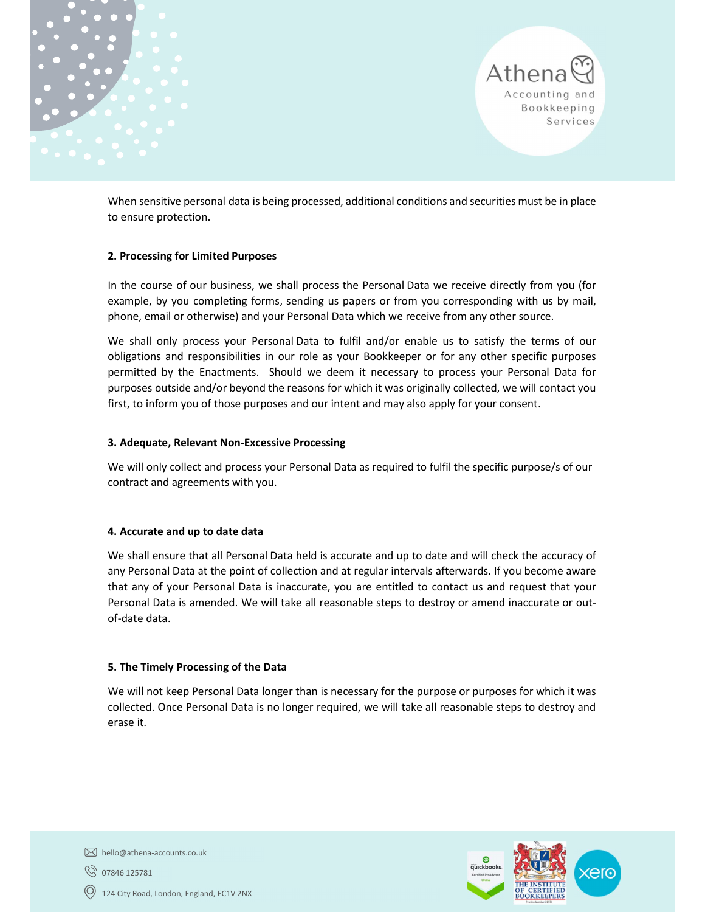When sensitive personal data is being processed, additional conditions and securities must be in place to ensure protection.

**2. Processing for Limited Purposes**

In the course of our business, we shall process the Personal Data we receive directly from you (for example, by you completing forms, sending us papers or from you corresponding with us by mail, phone, email or otherwise) and your Personal Data which we receive from any other source.

We shall only process your Personal Data to fulfil and/or enable us to satisfy the terms of our obligations and responsibilities in our role as your Bookkeeper or for any other specific purposes permitted by the Enactments. Should we deem it necessary to process your Personal Data for purposes outside and/or beyond the reasons for which it was originally collected, we will contact you first, to inform you of those purposes and our intent and may also apply for your consent.

**3. Adequate, Relevant Non-Excessive Processing**

We will only collect and process your Personal Data as required to fulfil the specific purpose/s of our contract and agreements with you.

**4. Accurate and up to date data**

We shall ensure that all Personal Data held is accurate and up to date and will check the accuracy of any Personal Data at the point of collection and at regular intervals afterwards. If you become aware that any of your Personal Data is inaccurate, you are entitled to contact us and request that your Personal Data is amended. We will take all reasonable steps to destroy or amend inaccurate or out-of-date data.

**5. The Timely Processing of the Data**

We will not keep Personal Data longer than is necessary for the purpose or purposes for which it was collected. Once Personal Data is no longer required, we will take all reasonable steps to destroy and erase it.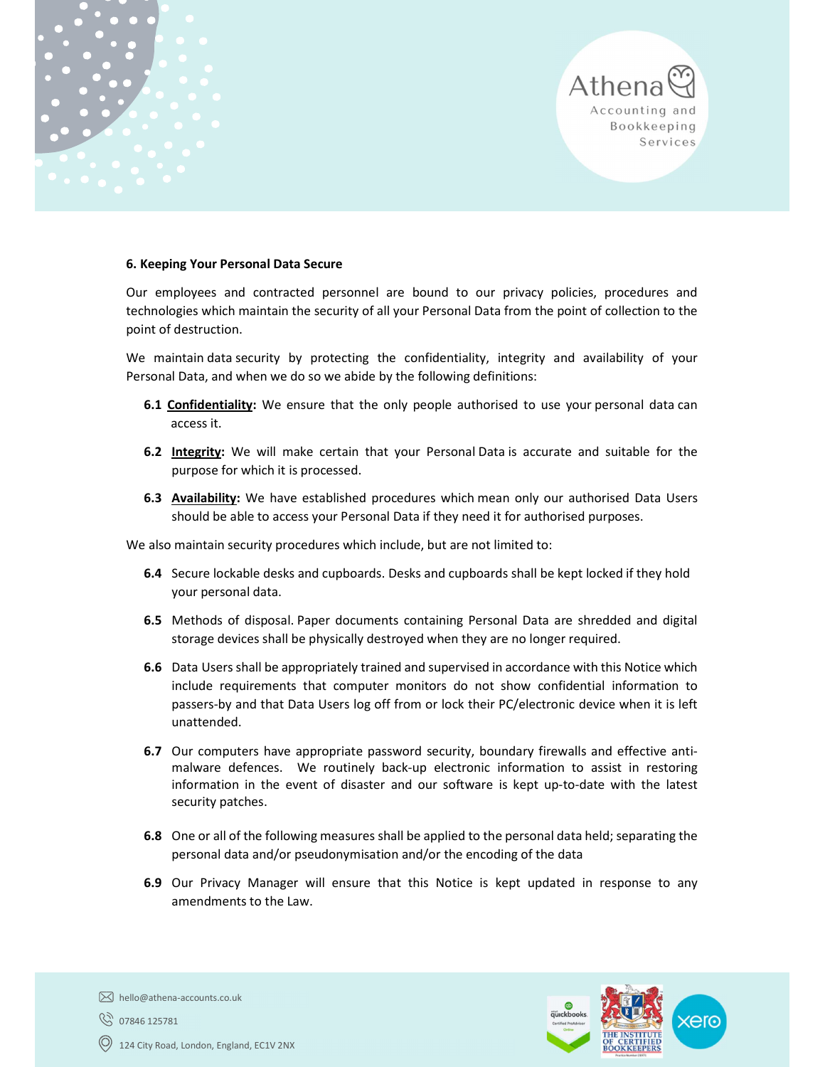**6. Keeping Your Personal Data Secure**

Our employees and contracted personnel are bound to our privacy policies, procedures and technologies which maintain the security of all your Personal Data from the point of collection to the point of destruction.

We maintain data security by protecting the confidentiality, integrity and availability of your Personal Data, and when we do so we abide by the following definitions:

**6.1** **Confidentiality:** We ensure that the only people authorised to use your personal data can access it.

**6.2** **Integrity:** We will make certain that your Personal Data is accurate and suitable for the purpose for which it is processed.

**6.3** **Availability:** We have established procedures which mean only our authorised Data Users should be able to access your Personal Data if they need it for authorised purposes.

We also maintain security procedures which include, but are not limited to:

**6.4** Secure lockable desks and cupboards. Desks and cupboards shall be kept locked if they hold your personal data.

**6.5** Methods of disposal. Paper documents containing Personal Data are shredded and digital storage devices shall be physically destroyed when they are no longer required.

**6.6** Data Users shall be appropriately trained and supervised in accordance with this Notice which include requirements that computer monitors do not show confidential information to passers-by and that Data Users log off from or lock their PC/electronic device when it is left unattended.

**6.7** Our computers have appropriate password security, boundary firewalls and effective anti-malware defences. We routinely back-up electronic information to assist in restoring information in the event of disaster and our software is kept up-to-date with the latest security patches.

**6.8** One or all of the following measures shall be applied to the personal data held; separating the personal data and/or pseudonymisation and/or the encoding of the data

**6.9** Our Privacy Manager will ensure that this Notice is kept updated in response to any amendments to the Law.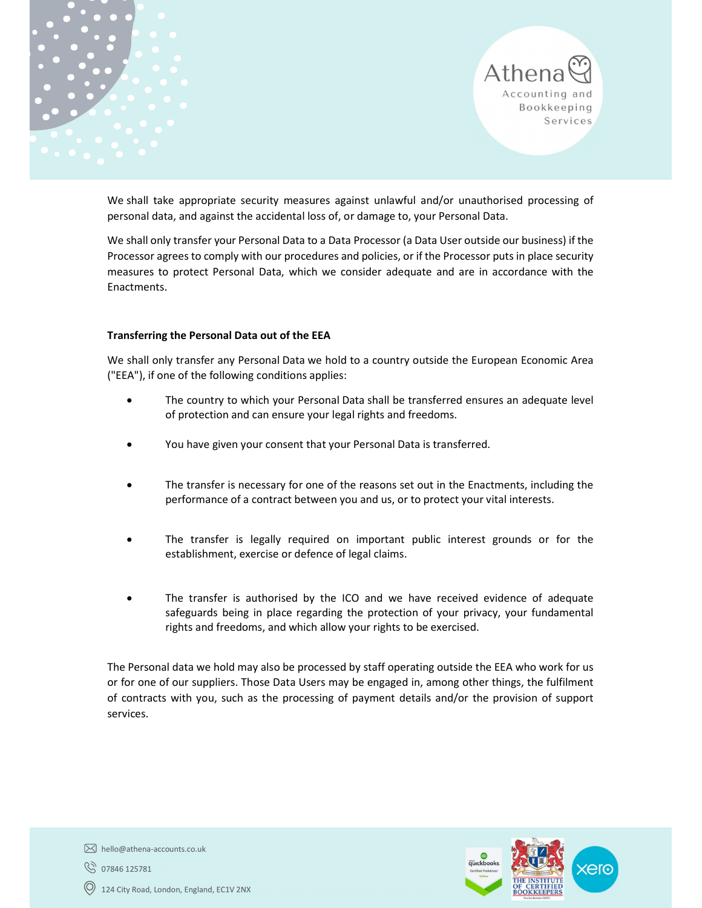We shall take appropriate security measures against unlawful and/or unauthorised processing of personal data, and against the accidental loss of, or damage to, your Personal Data.

We shall only transfer your Personal Data to a Data Processor (a Data User outside our business) if the Processor agrees to comply with our procedures and policies, or if the Processor puts in place security measures to protect Personal Data, which we consider adequate and are in accordance with the Enactments.

**Transferring the Personal Data out of the EEA**

We shall only transfer any Personal Data we hold to a country outside the European Economic Area ("EEA"), if one of the following conditions applies:

- The country to which your Personal Data shall be transferred ensures an adequate level of protection and can ensure your legal rights and freedoms.
- You have given your consent that your Personal Data is transferred.
- The transfer is necessary for one of the reasons set out in the Enactments, including the performance of a contract between you and us, or to protect your vital interests.
- The transfer is legally required on important public interest grounds or for the establishment, exercise or defence of legal claims.
- The transfer is authorised by the ICO and we have received evidence of adequate safeguards being in place regarding the protection of your privacy, your fundamental rights and freedoms, and which allow your rights to be exercised.

The Personal data we hold may also be processed by staff operating outside the EEA who work for us or for one of our suppliers. Those Data Users may be engaged in, among other things, the fulfilment of contracts with you, such as the processing of payment details and/or the provision of support services.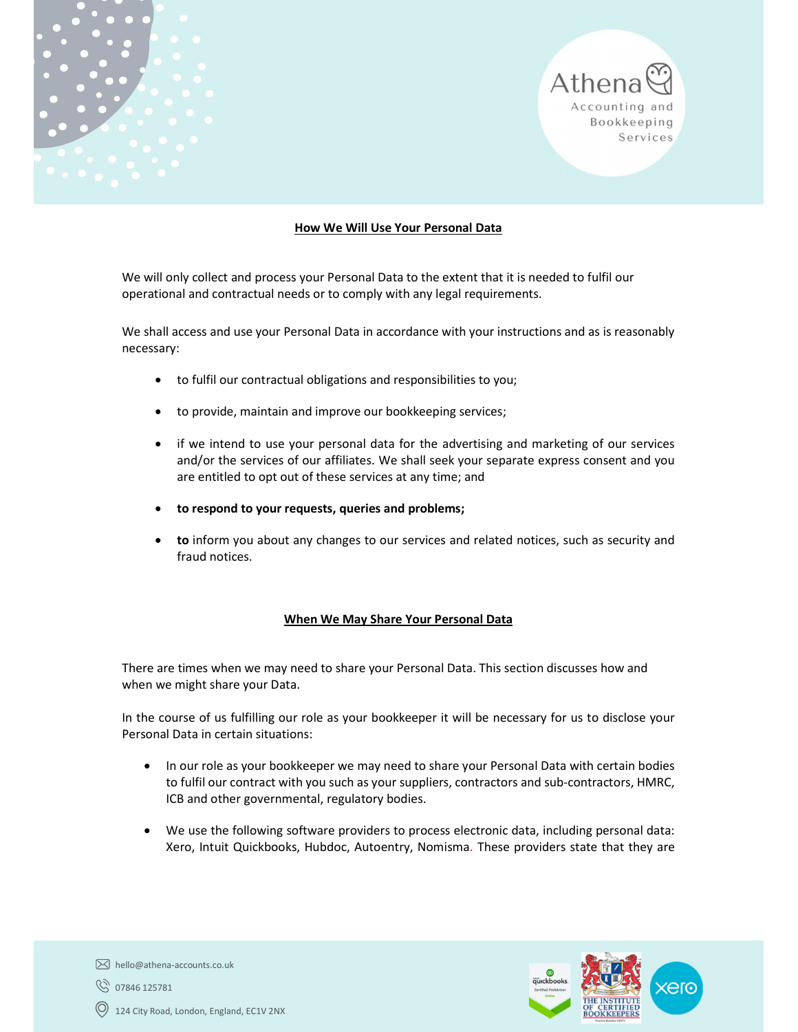## How We Will Use Your Personal Data

We will only collect and process your Personal Data to the extent that it is needed to fulfil our operational and contractual needs or to comply with any legal requirements.

We shall access and use your Personal Data in accordance with your instructions and as is reasonably necessary:

- to fulfil our contractual obligations and responsibilities to you;
- to provide, maintain and improve our bookkeeping services;
- if we intend to use your personal data for the advertising and marketing of our services and/or the services of our affiliates. We shall seek your separate express consent and you are entitled to opt out of these services at any time; and
- **to respond to your requests, queries and problems;**
- **to** inform you about any changes to our services and related notices, such as security and fraud notices.

## When We May Share Your Personal Data

There are times when we may need to share your Personal Data. This section discusses how and when we might share your Data.

In the course of us fulfilling our role as your bookkeeper it will be necessary for us to disclose your Personal Data in certain situations:

- In our role as your bookkeeper we may need to share your Personal Data with certain bodies to fulfil our contract with you such as your suppliers, contractors and sub-contractors, HMRC, ICB and other governmental, regulatory bodies.
- We use the following software providers to process electronic data, including personal data: Xero, Intuit Quickbooks, Hubdoc, Autoentry, Nomisma. These providers state that they are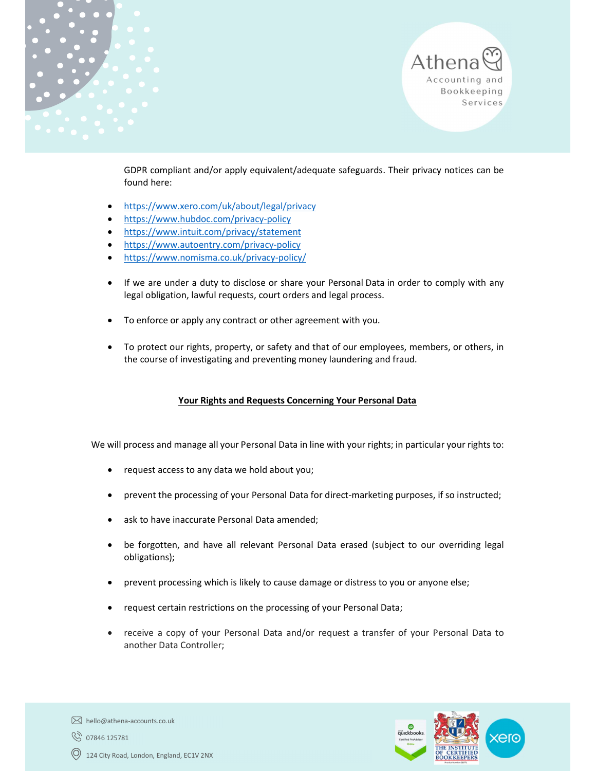GDPR compliant and/or apply equivalent/adequate safeguards. Their privacy notices can be found here:

- https://www.xero.com/uk/about/legal/privacy
- https://www.hubdoc.com/privacy-policy
- https://www.intuit.com/privacy/statement
- https://www.autoentry.com/privacy-policy
- https://www.nomisma.co.uk/privacy-policy/

- If we are under a duty to disclose or share your Personal Data in order to comply with any legal obligation, lawful requests, court orders and legal process.

- To enforce or apply any contract or other agreement with you.

- To protect our rights, property, or safety and that of our employees, members, or others, in the course of investigating and preventing money laundering and fraud.

## Your Rights and Requests Concerning Your Personal Data

We will process and manage all your Personal Data in line with your rights; in particular your rights to:

- request access to any data we hold about you;

- prevent the processing of your Personal Data for direct-marketing purposes, if so instructed;

- ask to have inaccurate Personal Data amended;

- be forgotten, and have all relevant Personal Data erased (subject to our overriding legal obligations);

- prevent processing which is likely to cause damage or distress to you or anyone else;

- request certain restrictions on the processing of your Personal Data;

- receive a copy of your Personal Data and/or request a transfer of your Personal Data to another Data Controller;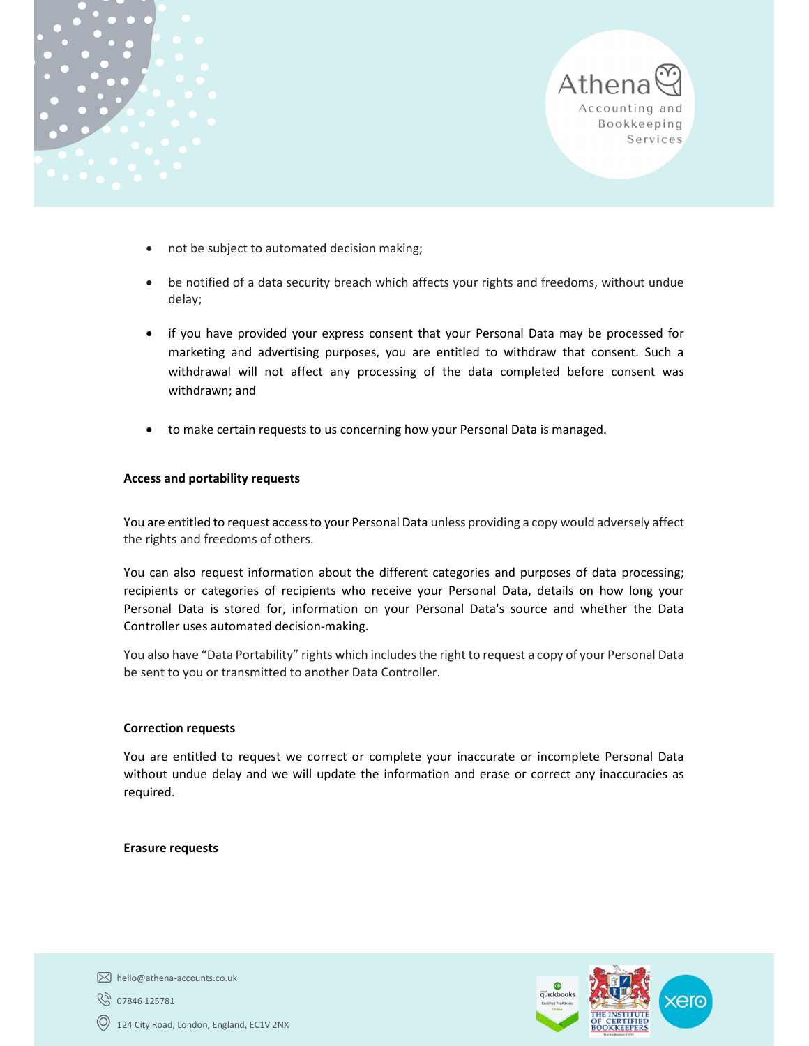- not be subject to automated decision making;
- be notified of a data security breach which affects your rights and freedoms, without undue delay;
- if you have provided your express consent that your Personal Data may be processed for marketing and advertising purposes, you are entitled to withdraw that consent. Such a withdrawal will not affect any processing of the data completed before consent was withdrawn; and
- to make certain requests to us concerning how your Personal Data is managed.

**Access and portability requests**

You are entitled to request access to your Personal Data unless providing a copy would adversely affect the rights and freedoms of others.

You can also request information about the different categories and purposes of data processing; recipients or categories of recipients who receive your Personal Data, details on how long your Personal Data is stored for, information on your Personal Data's source and whether the Data Controller uses automated decision-making.

You also have "Data Portability" rights which includes the right to request a copy of your Personal Data be sent to you or transmitted to another Data Controller.

**Correction requests**

You are entitled to request we correct or complete your inaccurate or incomplete Personal Data without undue delay and we will update the information and erase or correct any inaccuracies as required.

**Erasure requests**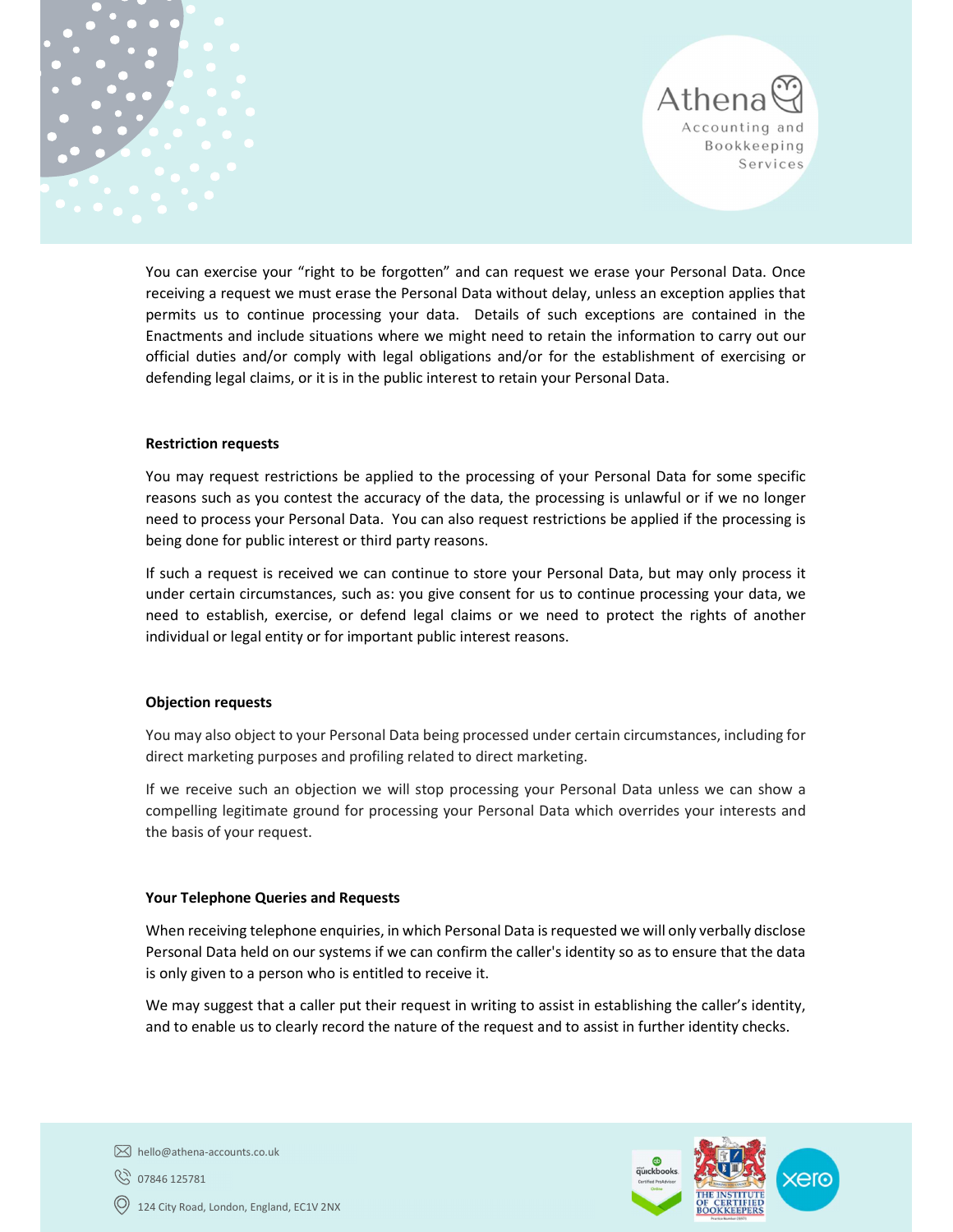You can exercise your "right to be forgotten" and can request we erase your Personal Data. Once receiving a request we must erase the Personal Data without delay, unless an exception applies that permits us to continue processing your data. Details of such exceptions are contained in the Enactments and include situations where we might need to retain the information to carry out our official duties and/or comply with legal obligations and/or for the establishment of exercising or defending legal claims, or it is in the public interest to retain your Personal Data.

**Restriction requests**

You may request restrictions be applied to the processing of your Personal Data for some specific reasons such as you contest the accuracy of the data, the processing is unlawful or if we no longer need to process your Personal Data. You can also request restrictions be applied if the processing is being done for public interest or third party reasons.

If such a request is received we can continue to store your Personal Data, but may only process it under certain circumstances, such as: you give consent for us to continue processing your data, we need to establish, exercise, or defend legal claims or we need to protect the rights of another individual or legal entity or for important public interest reasons.

**Objection requests**

You may also object to your Personal Data being processed under certain circumstances, including for direct marketing purposes and profiling related to direct marketing.

If we receive such an objection we will stop processing your Personal Data unless we can show a compelling legitimate ground for processing your Personal Data which overrides your interests and the basis of your request.

**Your Telephone Queries and Requests**

When receiving telephone enquiries, in which Personal Data is requested we will only verbally disclose Personal Data held on our systems if we can confirm the caller's identity so as to ensure that the data is only given to a person who is entitled to receive it.

We may suggest that a caller put their request in writing to assist in establishing the caller's identity, and to enable us to clearly record the nature of the request and to assist in further identity checks.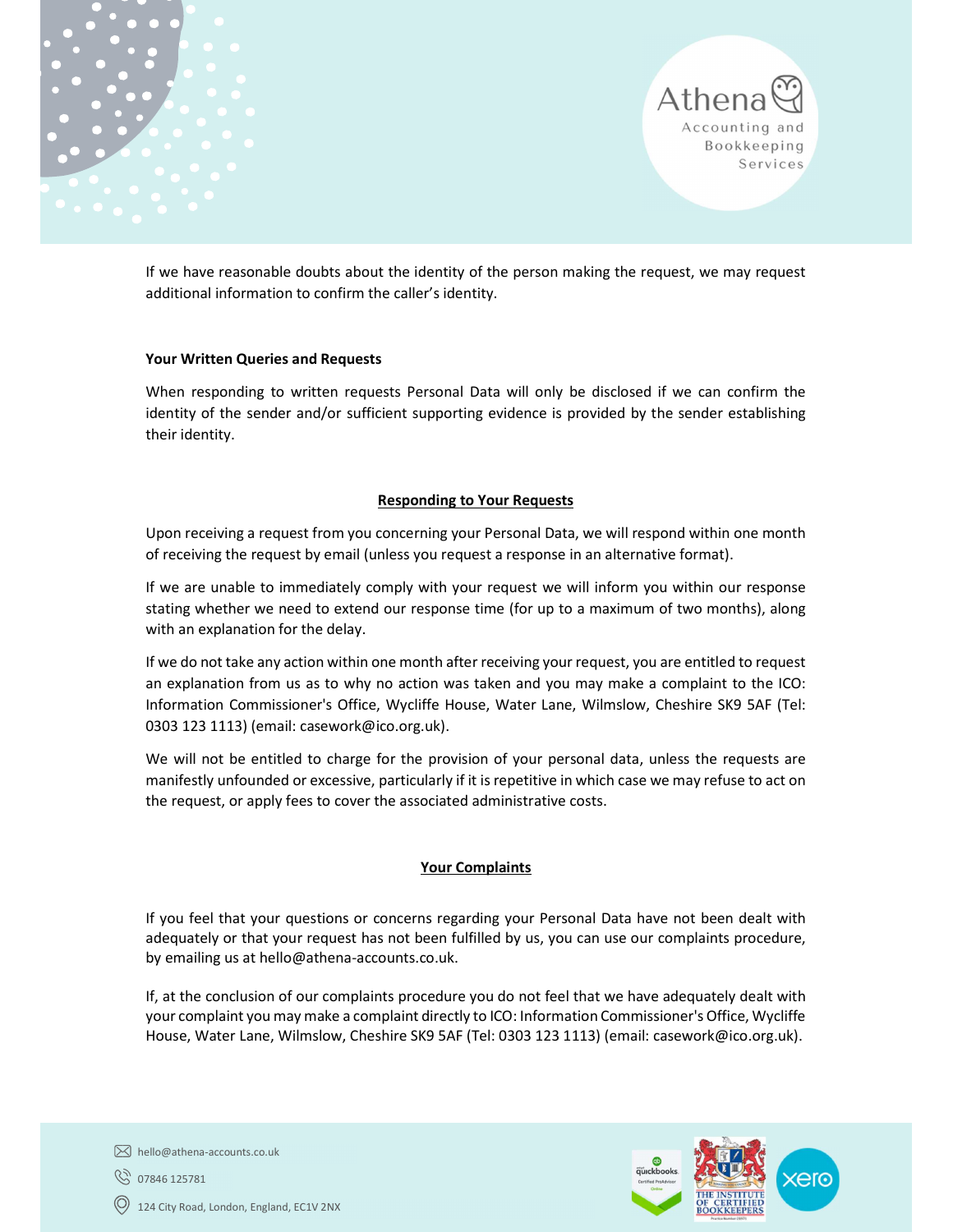If we have reasonable doubts about the identity of the person making the request, we may request additional information to confirm the caller's identity.

**Your Written Queries and Requests**

When responding to written requests Personal Data will only be disclosed if we can confirm the identity of the sender and/or sufficient supporting evidence is provided by the sender establishing their identity.

## Responding to Your Requests

Upon receiving a request from you concerning your Personal Data, we will respond within one month of receiving the request by email (unless you request a response in an alternative format).

If we are unable to immediately comply with your request we will inform you within our response stating whether we need to extend our response time (for up to a maximum of two months), along with an explanation for the delay.

If we do not take any action within one month after receiving your request, you are entitled to request an explanation from us as to why no action was taken and you may make a complaint to the ICO: Information Commissioner's Office, Wycliffe House, Water Lane, Wilmslow, Cheshire SK9 5AF (Tel: 0303 123 1113) (email: casework@ico.org.uk).

We will not be entitled to charge for the provision of your personal data, unless the requests are manifestly unfounded or excessive, particularly if it is repetitive in which case we may refuse to act on the request, or apply fees to cover the associated administrative costs.

## Your Complaints

If you feel that your questions or concerns regarding your Personal Data have not been dealt with adequately or that your request has not been fulfilled by us, you can use our complaints procedure, by emailing us at hello@athena-accounts.co.uk.

If, at the conclusion of our complaints procedure you do not feel that we have adequately dealt with your complaint you may make a complaint directly to ICO: Information Commissioner's Office, Wycliffe House, Water Lane, Wilmslow, Cheshire SK9 5AF (Tel: 0303 123 1113) (email: casework@ico.org.uk).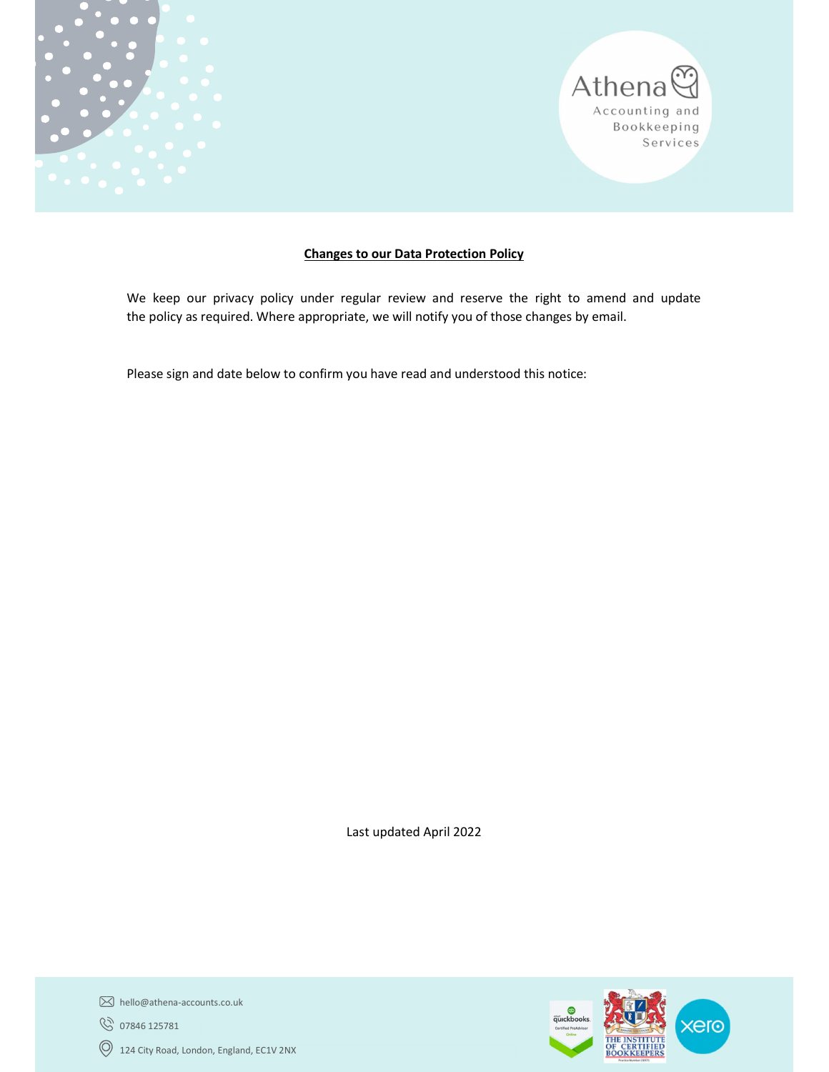**Changes to our Data Protection Policy**

We keep our privacy policy under regular review and reserve the right to amend and update the policy as required. Where appropriate, we will notify you of those changes by email.

Please sign and date below to confirm you have read and understood this notice:

Last updated April 2022